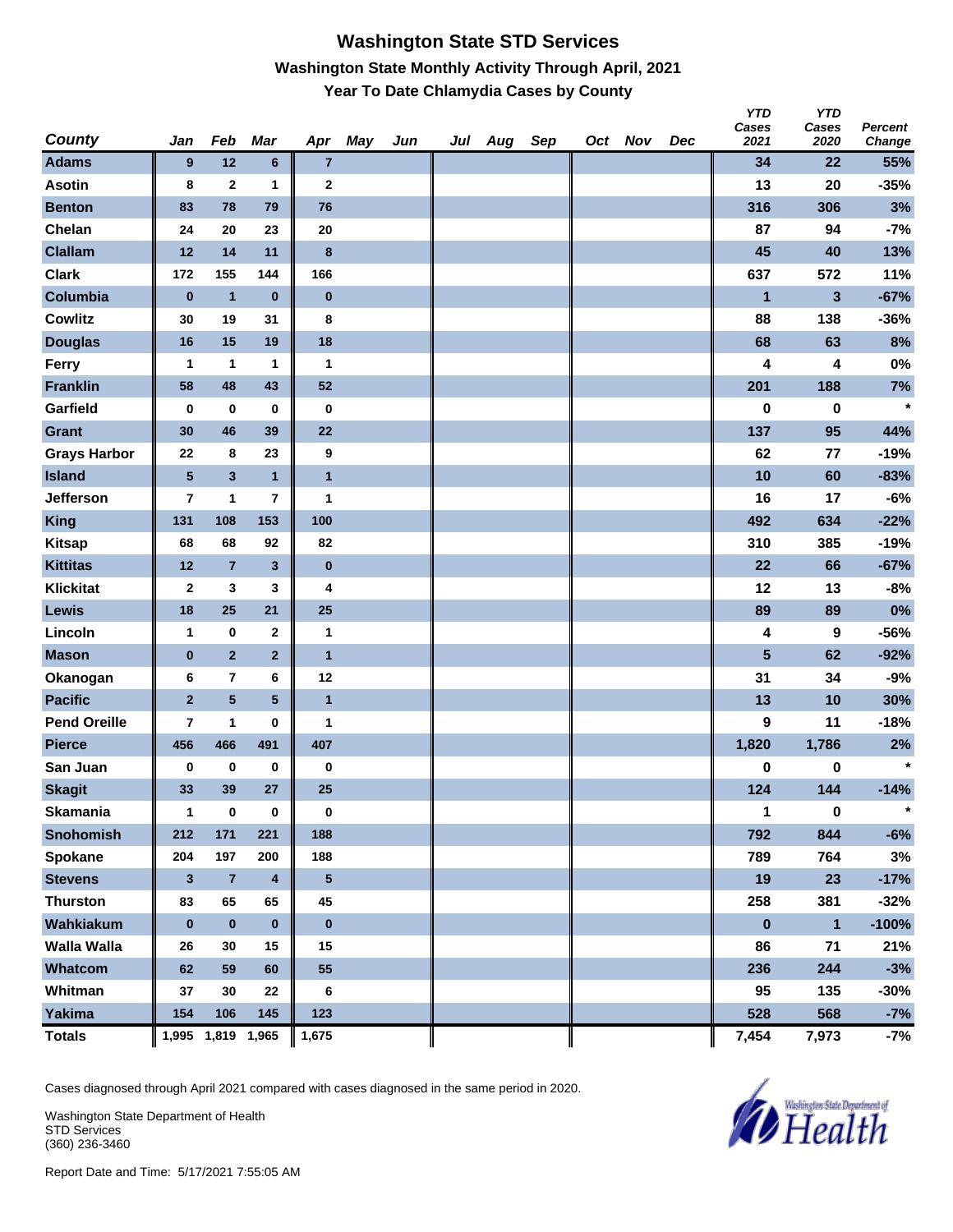# Washington State STD Services

## Washington State Monthly Activity Through April, 2021

### Year To Date Chlamydia Cases by County

| County | Jan | Feb | Mar | Apr | May | Jun | Jul | Aug | Sep | Oct | Nov | Dec | YTD Cases 2021 | YTD Cases 2020 | Percent Change |
|---|---|---|---|---|---|---|---|---|---|---|---|---|---|---|---|
| Adams | 9 | 12 | 6 | 7 | | | | | | | | | 34 | 22 | 55% |
| Asotin | 8 | 2 | 1 | 2 | | | | | | | | | 13 | 20 | -35% |
| Benton | 83 | 78 | 79 | 76 | | | | | | | | | 316 | 306 | 3% |
| Chelan | 24 | 20 | 23 | 20 | | | | | | | | | 87 | 94 | -7% |
| Clallam | 12 | 14 | 11 | 8 | | | | | | | | | 45 | 40 | 13% |
| Clark | 172 | 155 | 144 | 166 | | | | | | | | | 637 | 572 | 11% |
| Columbia | 0 | 1 | 0 | 0 | | | | | | | | | 1 | 3 | -67% |
| Cowlitz | 30 | 19 | 31 | 8 | | | | | | | | | 88 | 138 | -36% |
| Douglas | 16 | 15 | 19 | 18 | | | | | | | | | 68 | 63 | 8% |
| Ferry | 1 | 1 | 1 | 1 | | | | | | | | | 4 | 4 | 0% |
| Franklin | 58 | 48 | 43 | 52 | | | | | | | | | 201 | 188 | 7% |
| Garfield | 0 | 0 | 0 | 0 | | | | | | | | | 0 | 0 | * |
| Grant | 30 | 46 | 39 | 22 | | | | | | | | | 137 | 95 | 44% |
| Grays Harbor | 22 | 8 | 23 | 9 | | | | | | | | | 62 | 77 | -19% |
| Island | 5 | 3 | 1 | 1 | | | | | | | | | 10 | 60 | -83% |
| Jefferson | 7 | 1 | 7 | 1 | | | | | | | | | 16 | 17 | -6% |
| King | 131 | 108 | 153 | 100 | | | | | | | | | 492 | 634 | -22% |
| Kitsap | 68 | 68 | 92 | 82 | | | | | | | | | 310 | 385 | -19% |
| Kittitas | 12 | 7 | 3 | 0 | | | | | | | | | 22 | 66 | -67% |
| Klickitat | 2 | 3 | 3 | 4 | | | | | | | | | 12 | 13 | -8% |
| Lewis | 18 | 25 | 21 | 25 | | | | | | | | | 89 | 89 | 0% |
| Lincoln | 1 | 0 | 2 | 1 | | | | | | | | | 4 | 9 | -56% |
| Mason | 0 | 2 | 2 | 1 | | | | | | | | | 5 | 62 | -92% |
| Okanogan | 6 | 7 | 6 | 12 | | | | | | | | | 31 | 34 | -9% |
| Pacific | 2 | 5 | 5 | 1 | | | | | | | | | 13 | 10 | 30% |
| Pend Oreille | 7 | 1 | 0 | 1 | | | | | | | | | 9 | 11 | -18% |
| Pierce | 456 | 466 | 491 | 407 | | | | | | | | | 1,820 | 1,786 | 2% |
| San Juan | 0 | 0 | 0 | 0 | | | | | | | | | 0 | 0 | * |
| Skagit | 33 | 39 | 27 | 25 | | | | | | | | | 124 | 144 | -14% |
| Skamania | 1 | 0 | 0 | 0 | | | | | | | | | 1 | 0 | * |
| Snohomish | 212 | 171 | 221 | 188 | | | | | | | | | 792 | 844 | -6% |
| Spokane | 204 | 197 | 200 | 188 | | | | | | | | | 789 | 764 | 3% |
| Stevens | 3 | 7 | 4 | 5 | | | | | | | | | 19 | 23 | -17% |
| Thurston | 83 | 65 | 65 | 45 | | | | | | | | | 258 | 381 | -32% |
| Wahkiakum | 0 | 0 | 0 | 0 | | | | | | | | | 0 | 1 | -100% |
| Walla Walla | 26 | 30 | 15 | 15 | | | | | | | | | 86 | 71 | 21% |
| Whatcom | 62 | 59 | 60 | 55 | | | | | | | | | 236 | 244 | -3% |
| Whitman | 37 | 30 | 22 | 6 | | | | | | | | | 95 | 135 | -30% |
| Yakima | 154 | 106 | 145 | 123 | | | | | | | | | 528 | 568 | -7% |
| Totals | 1,995 | 1,819 | 1,965 | 1,675 | | | | | | | | | 7,454 | 7,973 | -7% |

Cases diagnosed through April 2021 compared with cases diagnosed in the same period in 2020.

Washington State Department of Health
STD Services
(360) 236-3460

Report Date and Time: 5/17/2021 7:55:05 AM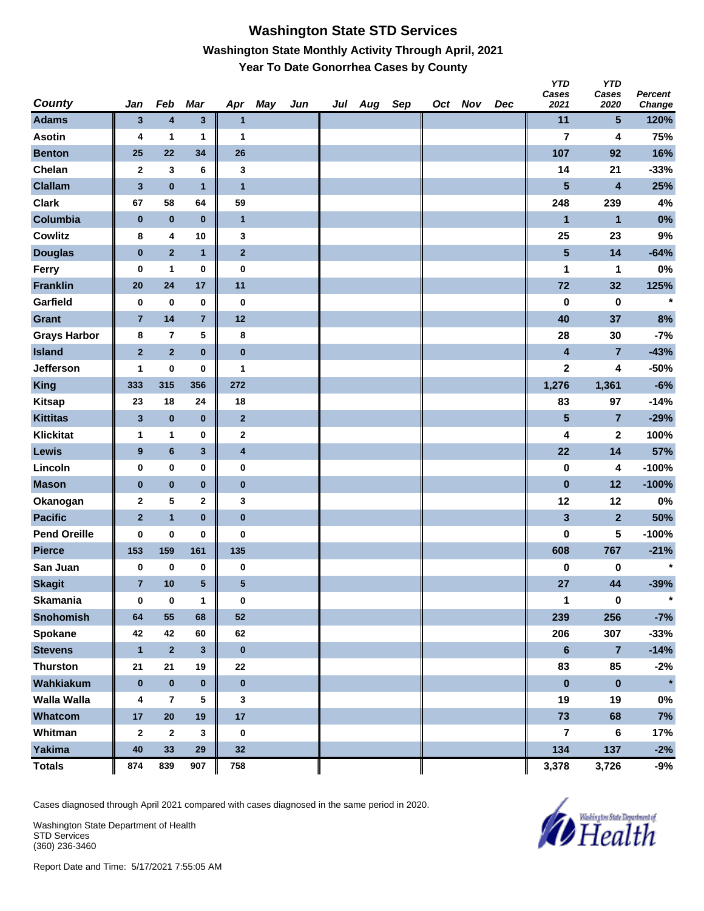# Washington State STD Services

## Washington State Monthly Activity Through April, 2021

### Year To Date Gonorrhea Cases by County

| County | Jan | Feb | Mar | Apr | May | Jun | Jul | Aug | Sep | Oct | Nov | Dec | YTD Cases 2021 | YTD Cases 2020 | Percent Change |
|---|---|---|---|---|---|---|---|---|---|---|---|---|---|---|---|
| Adams | 3 | 4 | 3 | 1 | | | | | | | | | 11 | 5 | 120% |
| Asotin | 4 | 1 | 1 | 1 | | | | | | | | | 7 | 4 | 75% |
| Benton | 25 | 22 | 34 | 26 | | | | | | | | | 107 | 92 | 16% |
| Chelan | 2 | 3 | 6 | 3 | | | | | | | | | 14 | 21 | -33% |
| Clallam | 3 | 0 | 1 | 1 | | | | | | | | | 5 | 4 | 25% |
| Clark | 67 | 58 | 64 | 59 | | | | | | | | | 248 | 239 | 4% |
| Columbia | 0 | 0 | 0 | 1 | | | | | | | | | 1 | 1 | 0% |
| Cowlitz | 8 | 4 | 10 | 3 | | | | | | | | | 25 | 23 | 9% |
| Douglas | 0 | 2 | 1 | 2 | | | | | | | | | 5 | 14 | -64% |
| Ferry | 0 | 1 | 0 | 0 | | | | | | | | | 1 | 1 | 0% |
| Franklin | 20 | 24 | 17 | 11 | | | | | | | | | 72 | 32 | 125% |
| Garfield | 0 | 0 | 0 | 0 | | | | | | | | | 0 | 0 | * |
| Grant | 7 | 14 | 7 | 12 | | | | | | | | | 40 | 37 | 8% |
| Grays Harbor | 8 | 7 | 5 | 8 | | | | | | | | | 28 | 30 | -7% |
| Island | 2 | 2 | 0 | 0 | | | | | | | | | 4 | 7 | -43% |
| Jefferson | 1 | 0 | 0 | 1 | | | | | | | | | 2 | 4 | -50% |
| King | 333 | 315 | 356 | 272 | | | | | | | | | 1,276 | 1,361 | -6% |
| Kitsap | 23 | 18 | 24 | 18 | | | | | | | | | 83 | 97 | -14% |
| Kittitas | 3 | 0 | 0 | 2 | | | | | | | | | 5 | 7 | -29% |
| Klickitat | 1 | 1 | 0 | 2 | | | | | | | | | 4 | 2 | 100% |
| Lewis | 9 | 6 | 3 | 4 | | | | | | | | | 22 | 14 | 57% |
| Lincoln | 0 | 0 | 0 | 0 | | | | | | | | | 0 | 4 | -100% |
| Mason | 0 | 0 | 0 | 0 | | | | | | | | | 0 | 12 | -100% |
| Okanogan | 2 | 5 | 2 | 3 | | | | | | | | | 12 | 12 | 0% |
| Pacific | 2 | 1 | 0 | 0 | | | | | | | | | 3 | 2 | 50% |
| Pend Oreille | 0 | 0 | 0 | 0 | | | | | | | | | 0 | 5 | -100% |
| Pierce | 153 | 159 | 161 | 135 | | | | | | | | | 608 | 767 | -21% |
| San Juan | 0 | 0 | 0 | 0 | | | | | | | | | 0 | 0 | * |
| Skagit | 7 | 10 | 5 | 5 | | | | | | | | | 27 | 44 | -39% |
| Skamania | 0 | 0 | 1 | 0 | | | | | | | | | 1 | 0 | * |
| Snohomish | 64 | 55 | 68 | 52 | | | | | | | | | 239 | 256 | -7% |
| Spokane | 42 | 42 | 60 | 62 | | | | | | | | | 206 | 307 | -33% |
| Stevens | 1 | 2 | 3 | 0 | | | | | | | | | 6 | 7 | -14% |
| Thurston | 21 | 21 | 19 | 22 | | | | | | | | | 83 | 85 | -2% |
| Wahkiakum | 0 | 0 | 0 | 0 | | | | | | | | | 0 | 0 | * |
| Walla Walla | 4 | 7 | 5 | 3 | | | | | | | | | 19 | 19 | 0% |
| Whatcom | 17 | 20 | 19 | 17 | | | | | | | | | 73 | 68 | 7% |
| Whitman | 2 | 2 | 3 | 0 | | | | | | | | | 7 | 6 | 17% |
| Yakima | 40 | 33 | 29 | 32 | | | | | | | | | 134 | 137 | -2% |
| Totals | 874 | 839 | 907 | 758 | | | | | | | | | 3,378 | 3,726 | -9% |

Cases diagnosed through April 2021 compared with cases diagnosed in the same period in 2020.

Washington State Department of Health
STD Services
(360) 236-3460

Report Date and Time: 5/17/2021 7:55:05 AM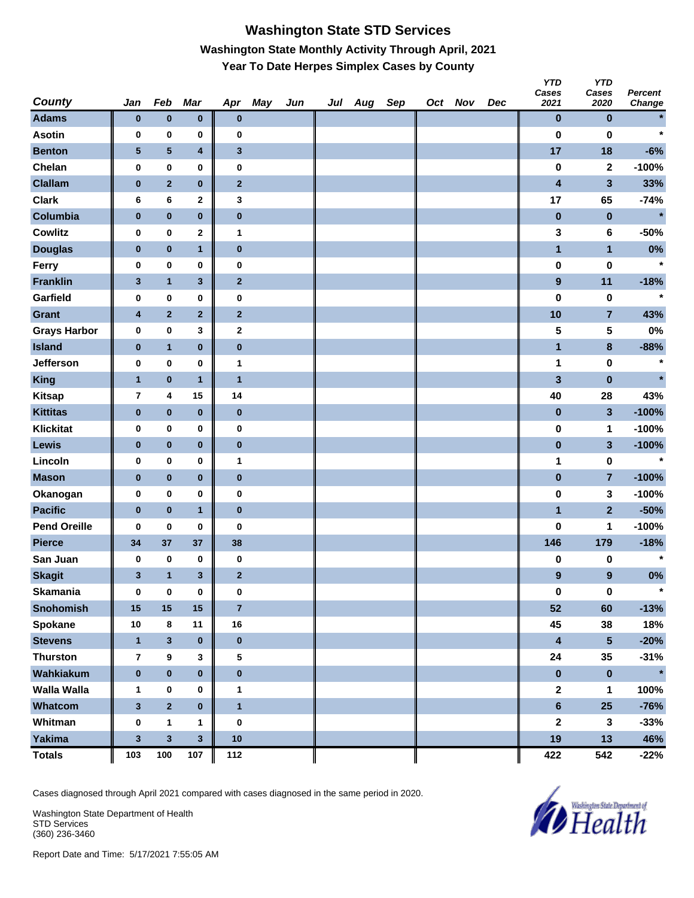# Washington State STD Services

## Washington State Monthly Activity Through April, 2021

### Year To Date Herpes Simplex Cases by County

| County | Jan | Feb | Mar | Apr | May | Jun | Jul | Aug | Sep | Oct | Nov | Dec | YTD Cases 2021 | YTD Cases 2020 | Percent Change |
|---|---|---|---|---|---|---|---|---|---|---|---|---|---|---|---|
| Adams | 0 | 0 | 0 | 0 | | | | | | | | | 0 | 0 | * |
| Asotin | 0 | 0 | 0 | 0 | | | | | | | | | 0 | 0 | * |
| Benton | 5 | 5 | 4 | 3 | | | | | | | | | 17 | 18 | -6% |
| Chelan | 0 | 0 | 0 | 0 | | | | | | | | | 0 | 2 | -100% |
| Clallam | 0 | 2 | 0 | 2 | | | | | | | | | 4 | 3 | 33% |
| Clark | 6 | 6 | 2 | 3 | | | | | | | | | 17 | 65 | -74% |
| Columbia | 0 | 0 | 0 | 0 | | | | | | | | | 0 | 0 | * |
| Cowlitz | 0 | 0 | 2 | 1 | | | | | | | | | 3 | 6 | -50% |
| Douglas | 0 | 0 | 1 | 0 | | | | | | | | | 1 | 1 | 0% |
| Ferry | 0 | 0 | 0 | 0 | | | | | | | | | 0 | 0 | * |
| Franklin | 3 | 1 | 3 | 2 | | | | | | | | | 9 | 11 | -18% |
| Garfield | 0 | 0 | 0 | 0 | | | | | | | | | 0 | 0 | * |
| Grant | 4 | 2 | 2 | 2 | | | | | | | | | 10 | 7 | 43% |
| Grays Harbor | 0 | 0 | 3 | 2 | | | | | | | | | 5 | 5 | 0% |
| Island | 0 | 1 | 0 | 0 | | | | | | | | | 1 | 8 | -88% |
| Jefferson | 0 | 0 | 0 | 1 | | | | | | | | | 1 | 0 | * |
| King | 1 | 0 | 1 | 1 | | | | | | | | | 3 | 0 | * |
| Kitsap | 7 | 4 | 15 | 14 | | | | | | | | | 40 | 28 | 43% |
| Kittitas | 0 | 0 | 0 | 0 | | | | | | | | | 0 | 3 | -100% |
| Klickitat | 0 | 0 | 0 | 0 | | | | | | | | | 0 | 1 | -100% |
| Lewis | 0 | 0 | 0 | 0 | | | | | | | | | 0 | 3 | -100% |
| Lincoln | 0 | 0 | 0 | 1 | | | | | | | | | 1 | 0 | * |
| Mason | 0 | 0 | 0 | 0 | | | | | | | | | 0 | 7 | -100% |
| Okanogan | 0 | 0 | 0 | 0 | | | | | | | | | 0 | 3 | -100% |
| Pacific | 0 | 0 | 1 | 0 | | | | | | | | | 1 | 2 | -50% |
| Pend Oreille | 0 | 0 | 0 | 0 | | | | | | | | | 0 | 1 | -100% |
| Pierce | 34 | 37 | 37 | 38 | | | | | | | | | 146 | 179 | -18% |
| San Juan | 0 | 0 | 0 | 0 | | | | | | | | | 0 | 0 | * |
| Skagit | 3 | 1 | 3 | 2 | | | | | | | | | 9 | 9 | 0% |
| Skamania | 0 | 0 | 0 | 0 | | | | | | | | | 0 | 0 | * |
| Snohomish | 15 | 15 | 15 | 7 | | | | | | | | | 52 | 60 | -13% |
| Spokane | 10 | 8 | 11 | 16 | | | | | | | | | 45 | 38 | 18% |
| Stevens | 1 | 3 | 0 | 0 | | | | | | | | | 4 | 5 | -20% |
| Thurston | 7 | 9 | 3 | 5 | | | | | | | | | 24 | 35 | -31% |
| Wahkiakum | 0 | 0 | 0 | 0 | | | | | | | | | 0 | 0 | * |
| Walla Walla | 1 | 0 | 0 | 1 | | | | | | | | | 2 | 1 | 100% |
| Whatcom | 3 | 2 | 0 | 1 | | | | | | | | | 6 | 25 | -76% |
| Whitman | 0 | 1 | 1 | 0 | | | | | | | | | 2 | 3 | -33% |
| Yakima | 3 | 3 | 3 | 10 | | | | | | | | | 19 | 13 | 46% |
| Totals | 103 | 100 | 107 | 112 | | | | | | | | | 422 | 542 | -22% |

Cases diagnosed through April 2021 compared with cases diagnosed in the same period in 2020.

Washington State Department of Health
STD Services
(360) 236-3460

Report Date and Time: 5/17/2021 7:55:05 AM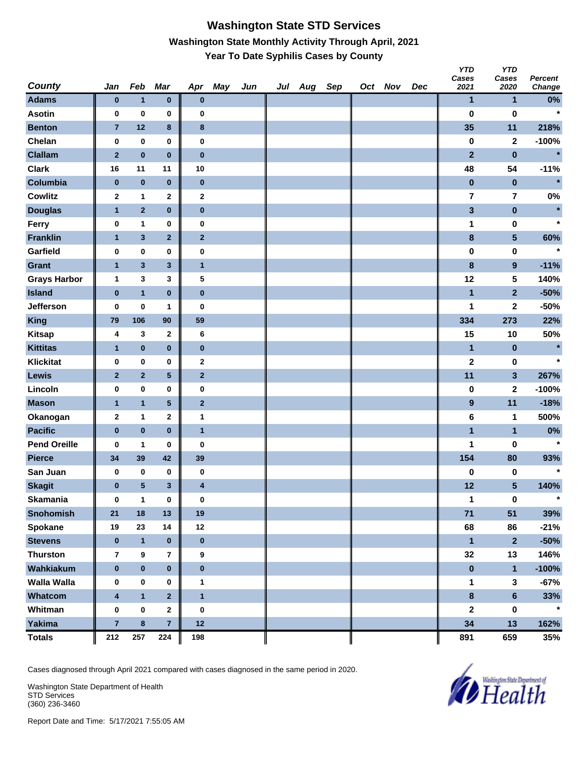# Washington State STD Services

## Washington State Monthly Activity Through April, 2021

### Year To Date Syphilis Cases by County

| County | Jan | Feb | Mar | Apr | May | Jun | Jul | Aug | Sep | Oct | Nov | Dec | YTD Cases 2021 | YTD Cases 2020 | Percent Change |
|---|---|---|---|---|---|---|---|---|---|---|---|---|---|---|---|
| Adams | 0 | 1 | 0 | 0 | | | | | | | | | 1 | 1 | 0% |
| Asotin | 0 | 0 | 0 | 0 | | | | | | | | | 0 | 0 | * |
| Benton | 7 | 12 | 8 | 8 | | | | | | | | | 35 | 11 | 218% |
| Chelan | 0 | 0 | 0 | 0 | | | | | | | | | 0 | 2 | -100% |
| Clallam | 2 | 0 | 0 | 0 | | | | | | | | | 2 | 0 | * |
| Clark | 16 | 11 | 11 | 10 | | | | | | | | | 48 | 54 | -11% |
| Columbia | 0 | 0 | 0 | 0 | | | | | | | | | 0 | 0 | * |
| Cowlitz | 2 | 1 | 2 | 2 | | | | | | | | | 7 | 7 | 0% |
| Douglas | 1 | 2 | 0 | 0 | | | | | | | | | 3 | 0 | * |
| Ferry | 0 | 1 | 0 | 0 | | | | | | | | | 1 | 0 | * |
| Franklin | 1 | 3 | 2 | 2 | | | | | | | | | 8 | 5 | 60% |
| Garfield | 0 | 0 | 0 | 0 | | | | | | | | | 0 | 0 | * |
| Grant | 1 | 3 | 3 | 1 | | | | | | | | | 8 | 9 | -11% |
| Grays Harbor | 1 | 3 | 3 | 5 | | | | | | | | | 12 | 5 | 140% |
| Island | 0 | 1 | 0 | 0 | | | | | | | | | 1 | 2 | -50% |
| Jefferson | 0 | 0 | 1 | 0 | | | | | | | | | 1 | 2 | -50% |
| King | 79 | 106 | 90 | 59 | | | | | | | | | 334 | 273 | 22% |
| Kitsap | 4 | 3 | 2 | 6 | | | | | | | | | 15 | 10 | 50% |
| Kittitas | 1 | 0 | 0 | 0 | | | | | | | | | 1 | 0 | * |
| Klickitat | 0 | 0 | 0 | 2 | | | | | | | | | 2 | 0 | * |
| Lewis | 2 | 2 | 5 | 2 | | | | | | | | | 11 | 3 | 267% |
| Lincoln | 0 | 0 | 0 | 0 | | | | | | | | | 0 | 2 | -100% |
| Mason | 1 | 1 | 5 | 2 | | | | | | | | | 9 | 11 | -18% |
| Okanogan | 2 | 1 | 2 | 1 | | | | | | | | | 6 | 1 | 500% |
| Pacific | 0 | 0 | 0 | 1 | | | | | | | | | 1 | 1 | 0% |
| Pend Oreille | 0 | 1 | 0 | 0 | | | | | | | | | 1 | 0 | * |
| Pierce | 34 | 39 | 42 | 39 | | | | | | | | | 154 | 80 | 93% |
| San Juan | 0 | 0 | 0 | 0 | | | | | | | | | 0 | 0 | * |
| Skagit | 0 | 5 | 3 | 4 | | | | | | | | | 12 | 5 | 140% |
| Skamania | 0 | 1 | 0 | 0 | | | | | | | | | 1 | 0 | * |
| Snohomish | 21 | 18 | 13 | 19 | | | | | | | | | 71 | 51 | 39% |
| Spokane | 19 | 23 | 14 | 12 | | | | | | | | | 68 | 86 | -21% |
| Stevens | 0 | 1 | 0 | 0 | | | | | | | | | 1 | 2 | -50% |
| Thurston | 7 | 9 | 7 | 9 | | | | | | | | | 32 | 13 | 146% |
| Wahkiakum | 0 | 0 | 0 | 0 | | | | | | | | | 0 | 1 | -100% |
| Walla Walla | 0 | 0 | 0 | 1 | | | | | | | | | 1 | 3 | -67% |
| Whatcom | 4 | 1 | 2 | 1 | | | | | | | | | 8 | 6 | 33% |
| Whitman | 0 | 0 | 2 | 0 | | | | | | | | | 2 | 0 | * |
| Yakima | 7 | 8 | 7 | 12 | | | | | | | | | 34 | 13 | 162% |
| Totals | 212 | 257 | 224 | 198 | | | | | | | | | 891 | 659 | 35% |

Cases diagnosed through April 2021 compared with cases diagnosed in the same period in 2020.

Washington State Department of Health
STD Services
(360) 236-3460

Report Date and Time: 5/17/2021 7:55:05 AM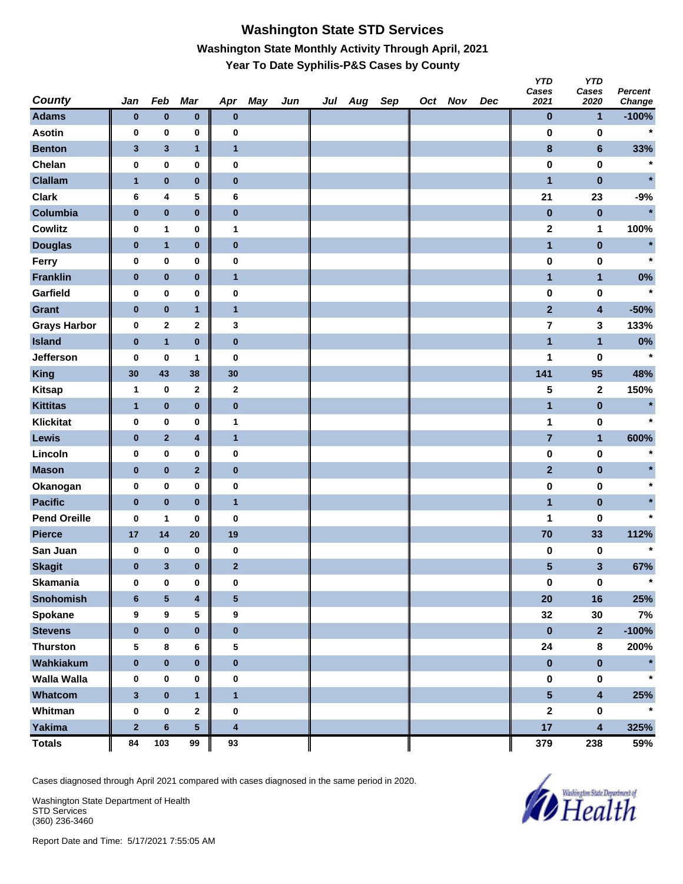# Washington State STD Services

## Washington State Monthly Activity Through April, 2021

### Year To Date Syphilis-P&S Cases by County

| County | Jan | Feb | Mar | Apr | May | Jun | Jul | Aug | Sep | Oct | Nov | Dec | YTD Cases 2021 | YTD Cases 2020 | Percent Change |
|---|---|---|---|---|---|---|---|---|---|---|---|---|---|---|---|
| Adams | 0 | 0 | 0 | 0 | | | | | | | | | 0 | 1 | -100% |
| Asotin | 0 | 0 | 0 | 0 | | | | | | | | | 0 | 0 | * |
| Benton | 3 | 3 | 1 | 1 | | | | | | | | | 8 | 6 | 33% |
| Chelan | 0 | 0 | 0 | 0 | | | | | | | | | 0 | 0 | * |
| Clallam | 1 | 0 | 0 | 0 | | | | | | | | | 1 | 0 | * |
| Clark | 6 | 4 | 5 | 6 | | | | | | | | | 21 | 23 | -9% |
| Columbia | 0 | 0 | 0 | 0 | | | | | | | | | 0 | 0 | * |
| Cowlitz | 0 | 1 | 0 | 1 | | | | | | | | | 2 | 1 | 100% |
| Douglas | 0 | 1 | 0 | 0 | | | | | | | | | 1 | 0 | * |
| Ferry | 0 | 0 | 0 | 0 | | | | | | | | | 0 | 0 | * |
| Franklin | 0 | 0 | 0 | 1 | | | | | | | | | 1 | 1 | 0% |
| Garfield | 0 | 0 | 0 | 0 | | | | | | | | | 0 | 0 | * |
| Grant | 0 | 0 | 1 | 1 | | | | | | | | | 2 | 4 | -50% |
| Grays Harbor | 0 | 2 | 2 | 3 | | | | | | | | | 7 | 3 | 133% |
| Island | 0 | 1 | 0 | 0 | | | | | | | | | 1 | 1 | 0% |
| Jefferson | 0 | 0 | 1 | 0 | | | | | | | | | 1 | 0 | * |
| King | 30 | 43 | 38 | 30 | | | | | | | | | 141 | 95 | 48% |
| Kitsap | 1 | 0 | 2 | 2 | | | | | | | | | 5 | 2 | 150% |
| Kittitas | 1 | 0 | 0 | 0 | | | | | | | | | 1 | 0 | * |
| Klickitat | 0 | 0 | 0 | 1 | | | | | | | | | 1 | 0 | * |
| Lewis | 0 | 2 | 4 | 1 | | | | | | | | | 7 | 1 | 600% |
| Lincoln | 0 | 0 | 0 | 0 | | | | | | | | | 0 | 0 | * |
| Mason | 0 | 0 | 2 | 0 | | | | | | | | | 2 | 0 | * |
| Okanogan | 0 | 0 | 0 | 0 | | | | | | | | | 0 | 0 | * |
| Pacific | 0 | 0 | 0 | 1 | | | | | | | | | 1 | 0 | * |
| Pend Oreille | 0 | 1 | 0 | 0 | | | | | | | | | 1 | 0 | * |
| Pierce | 17 | 14 | 20 | 19 | | | | | | | | | 70 | 33 | 112% |
| San Juan | 0 | 0 | 0 | 0 | | | | | | | | | 0 | 0 | * |
| Skagit | 0 | 3 | 0 | 2 | | | | | | | | | 5 | 3 | 67% |
| Skamania | 0 | 0 | 0 | 0 | | | | | | | | | 0 | 0 | * |
| Snohomish | 6 | 5 | 4 | 5 | | | | | | | | | 20 | 16 | 25% |
| Spokane | 9 | 9 | 5 | 9 | | | | | | | | | 32 | 30 | 7% |
| Stevens | 0 | 0 | 0 | 0 | | | | | | | | | 0 | 2 | -100% |
| Thurston | 5 | 8 | 6 | 5 | | | | | | | | | 24 | 8 | 200% |
| Wahkiakum | 0 | 0 | 0 | 0 | | | | | | | | | 0 | 0 | * |
| Walla Walla | 0 | 0 | 0 | 0 | | | | | | | | | 0 | 0 | * |
| Whatcom | 3 | 0 | 1 | 1 | | | | | | | | | 5 | 4 | 25% |
| Whitman | 0 | 0 | 2 | 0 | | | | | | | | | 2 | 0 | * |
| Yakima | 2 | 6 | 5 | 4 | | | | | | | | | 17 | 4 | 325% |
| Totals | 84 | 103 | 99 | 93 | | | | | | | | | 379 | 238 | 59% |

Cases diagnosed through April 2021 compared with cases diagnosed in the same period in 2020.

Washington State Department of Health
STD Services
(360) 236-3460

Report Date and Time: 5/17/2021 7:55:05 AM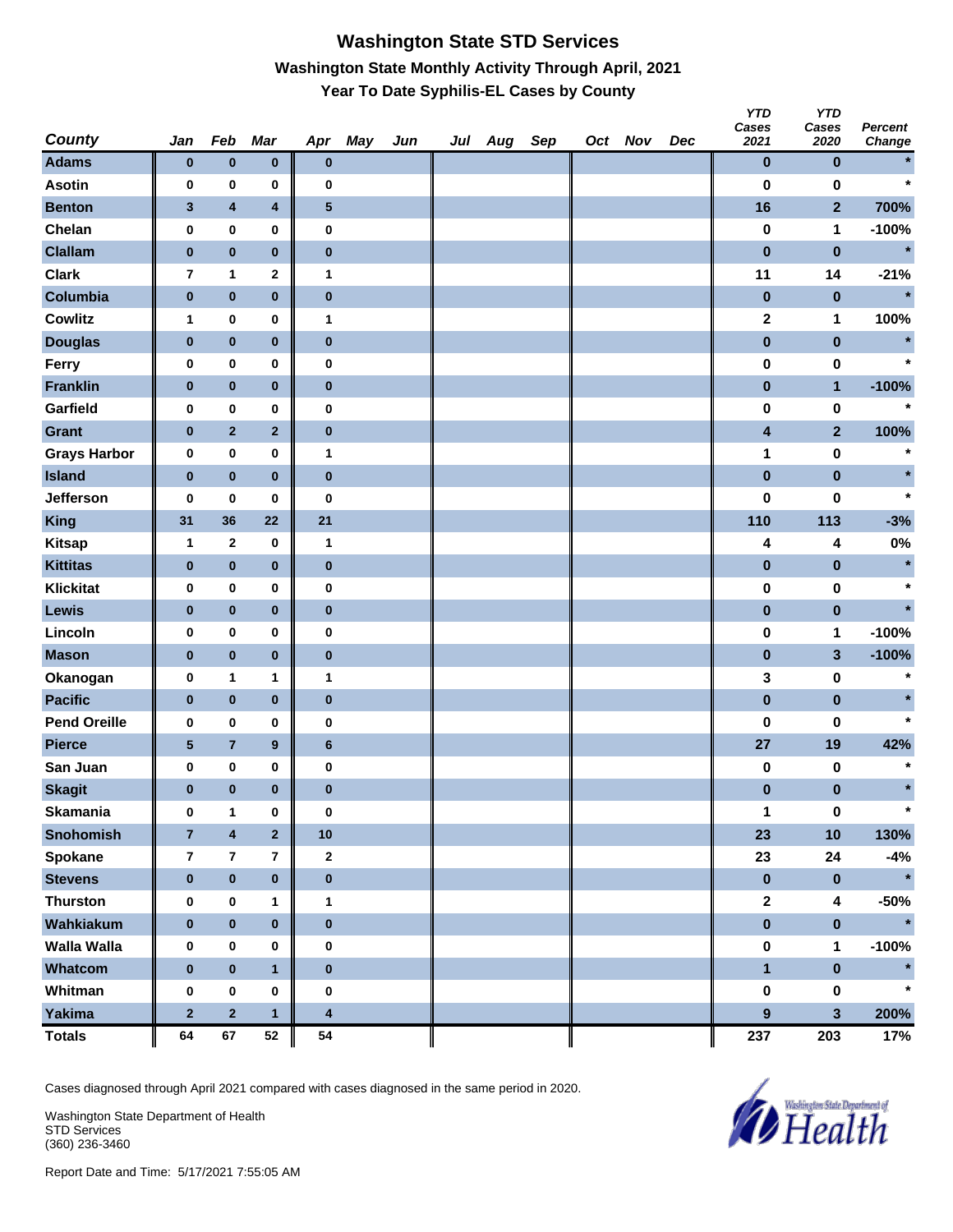# Washington State STD Services

## Washington State Monthly Activity Through April, 2021

### Year To Date Syphilis-EL Cases by County

| County | Jan | Feb | Mar | Apr | May | Jun | Jul | Aug | Sep | Oct | Nov | Dec | YTD Cases 2021 | YTD Cases 2020 | Percent Change |
|---|---|---|---|---|---|---|---|---|---|---|---|---|---|---|---|
| Adams | 0 | 0 | 0 | 0 | | | | | | | | | 0 | 0 | * |
| Asotin | 0 | 0 | 0 | 0 | | | | | | | | | 0 | 0 | * |
| Benton | 3 | 4 | 4 | 5 | | | | | | | | | 16 | 2 | 700% |
| Chelan | 0 | 0 | 0 | 0 | | | | | | | | | 0 | 1 | -100% |
| Clallam | 0 | 0 | 0 | 0 | | | | | | | | | 0 | 0 | * |
| Clark | 7 | 1 | 2 | 1 | | | | | | | | | 11 | 14 | -21% |
| Columbia | 0 | 0 | 0 | 0 | | | | | | | | | 0 | 0 | * |
| Cowlitz | 1 | 0 | 0 | 1 | | | | | | | | | 2 | 1 | 100% |
| Douglas | 0 | 0 | 0 | 0 | | | | | | | | | 0 | 0 | * |
| Ferry | 0 | 0 | 0 | 0 | | | | | | | | | 0 | 0 | * |
| Franklin | 0 | 0 | 0 | 0 | | | | | | | | | 0 | 1 | -100% |
| Garfield | 0 | 0 | 0 | 0 | | | | | | | | | 0 | 0 | * |
| Grant | 0 | 2 | 2 | 0 | | | | | | | | | 4 | 2 | 100% |
| Grays Harbor | 0 | 0 | 0 | 1 | | | | | | | | | 1 | 0 | * |
| Island | 0 | 0 | 0 | 0 | | | | | | | | | 0 | 0 | * |
| Jefferson | 0 | 0 | 0 | 0 | | | | | | | | | 0 | 0 | * |
| King | 31 | 36 | 22 | 21 | | | | | | | | | 110 | 113 | -3% |
| Kitsap | 1 | 2 | 0 | 1 | | | | | | | | | 4 | 4 | 0% |
| Kittitas | 0 | 0 | 0 | 0 | | | | | | | | | 0 | 0 | * |
| Klickitat | 0 | 0 | 0 | 0 | | | | | | | | | 0 | 0 | * |
| Lewis | 0 | 0 | 0 | 0 | | | | | | | | | 0 | 0 | * |
| Lincoln | 0 | 0 | 0 | 0 | | | | | | | | | 0 | 1 | -100% |
| Mason | 0 | 0 | 0 | 0 | | | | | | | | | 0 | 3 | -100% |
| Okanogan | 0 | 1 | 1 | 1 | | | | | | | | | 3 | 0 | * |
| Pacific | 0 | 0 | 0 | 0 | | | | | | | | | 0 | 0 | * |
| Pend Oreille | 0 | 0 | 0 | 0 | | | | | | | | | 0 | 0 | * |
| Pierce | 5 | 7 | 9 | 6 | | | | | | | | | 27 | 19 | 42% |
| San Juan | 0 | 0 | 0 | 0 | | | | | | | | | 0 | 0 | * |
| Skagit | 0 | 0 | 0 | 0 | | | | | | | | | 0 | 0 | * |
| Skamania | 0 | 1 | 0 | 0 | | | | | | | | | 1 | 0 | * |
| Snohomish | 7 | 4 | 2 | 10 | | | | | | | | | 23 | 10 | 130% |
| Spokane | 7 | 7 | 7 | 2 | | | | | | | | | 23 | 24 | -4% |
| Stevens | 0 | 0 | 0 | 0 | | | | | | | | | 0 | 0 | * |
| Thurston | 0 | 0 | 1 | 1 | | | | | | | | | 2 | 4 | -50% |
| Wahkiakum | 0 | 0 | 0 | 0 | | | | | | | | | 0 | 0 | * |
| Walla Walla | 0 | 0 | 0 | 0 | | | | | | | | | 0 | 1 | -100% |
| Whatcom | 0 | 0 | 1 | 0 | | | | | | | | | 1 | 0 | * |
| Whitman | 0 | 0 | 0 | 0 | | | | | | | | | 0 | 0 | * |
| Yakima | 2 | 2 | 1 | 4 | | | | | | | | | 9 | 3 | 200% |
| Totals | 64 | 67 | 52 | 54 | | | | | | | | | 237 | 203 | 17% |

Cases diagnosed through April 2021 compared with cases diagnosed in the same period in 2020.

Washington State Department of Health
STD Services
(360) 236-3460

Report Date and Time: 5/17/2021 7:55:05 AM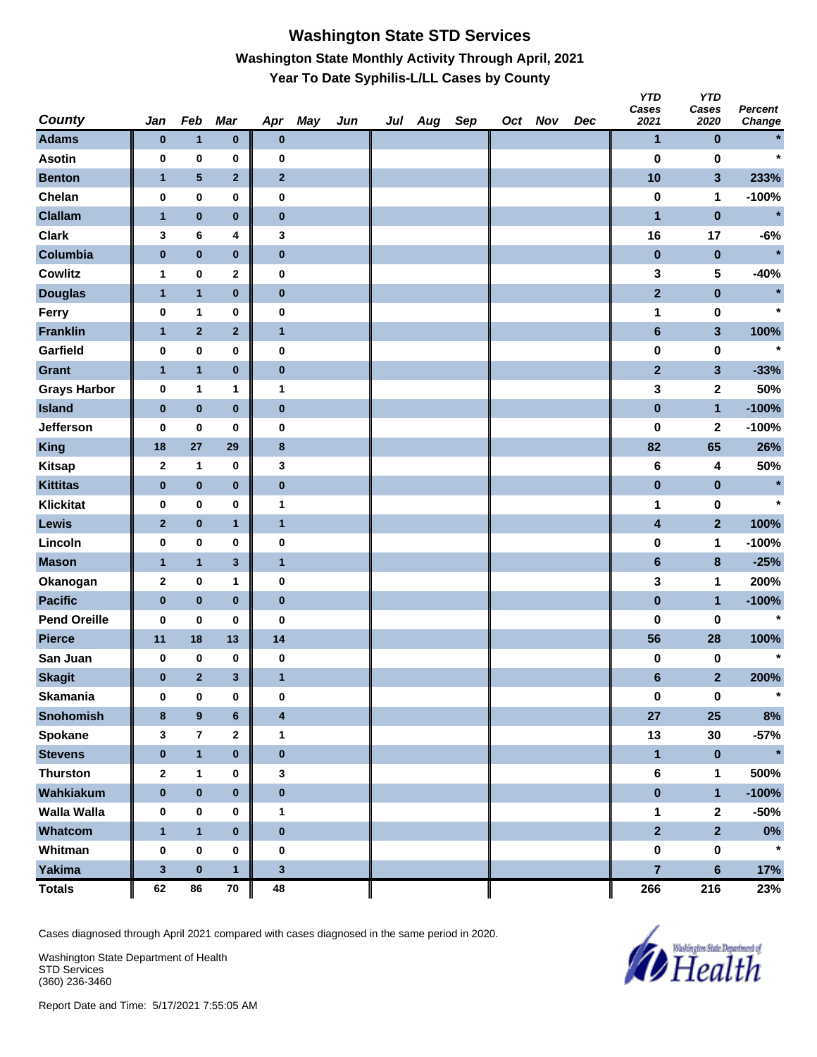# Washington State STD Services

## Washington State Monthly Activity Through April, 2021

### Year To Date Syphilis-L/LL Cases by County

| County | Jan | Feb | Mar | Apr | May | Jun | Jul | Aug | Sep | Oct | Nov | Dec | YTD Cases 2021 | YTD Cases 2020 | Percent Change |
|---|---|---|---|---|---|---|---|---|---|---|---|---|---|---|---|
| Adams | 0 | 1 | 0 | 0 | | | | | | | | | 1 | 0 | * |
| Asotin | 0 | 0 | 0 | 0 | | | | | | | | | 0 | 0 | * |
| Benton | 1 | 5 | 2 | 2 | | | | | | | | | 10 | 3 | 233% |
| Chelan | 0 | 0 | 0 | 0 | | | | | | | | | 0 | 1 | -100% |
| Clallam | 1 | 0 | 0 | 0 | | | | | | | | | 1 | 0 | * |
| Clark | 3 | 6 | 4 | 3 | | | | | | | | | 16 | 17 | -6% |
| Columbia | 0 | 0 | 0 | 0 | | | | | | | | | 0 | 0 | * |
| Cowlitz | 1 | 0 | 2 | 0 | | | | | | | | | 3 | 5 | -40% |
| Douglas | 1 | 1 | 0 | 0 | | | | | | | | | 2 | 0 | * |
| Ferry | 0 | 1 | 0 | 0 | | | | | | | | | 1 | 0 | * |
| Franklin | 1 | 2 | 2 | 1 | | | | | | | | | 6 | 3 | 100% |
| Garfield | 0 | 0 | 0 | 0 | | | | | | | | | 0 | 0 | * |
| Grant | 1 | 1 | 0 | 0 | | | | | | | | | 2 | 3 | -33% |
| Grays Harbor | 0 | 1 | 1 | 1 | | | | | | | | | 3 | 2 | 50% |
| Island | 0 | 0 | 0 | 0 | | | | | | | | | 0 | 1 | -100% |
| Jefferson | 0 | 0 | 0 | 0 | | | | | | | | | 0 | 2 | -100% |
| King | 18 | 27 | 29 | 8 | | | | | | | | | 82 | 65 | 26% |
| Kitsap | 2 | 1 | 0 | 3 | | | | | | | | | 6 | 4 | 50% |
| Kittitas | 0 | 0 | 0 | 0 | | | | | | | | | 0 | 0 | * |
| Klickitat | 0 | 0 | 0 | 1 | | | | | | | | | 1 | 0 | * |
| Lewis | 2 | 0 | 1 | 1 | | | | | | | | | 4 | 2 | 100% |
| Lincoln | 0 | 0 | 0 | 0 | | | | | | | | | 0 | 1 | -100% |
| Mason | 1 | 1 | 3 | 1 | | | | | | | | | 6 | 8 | -25% |
| Okanogan | 2 | 0 | 1 | 0 | | | | | | | | | 3 | 1 | 200% |
| Pacific | 0 | 0 | 0 | 0 | | | | | | | | | 0 | 1 | -100% |
| Pend Oreille | 0 | 0 | 0 | 0 | | | | | | | | | 0 | 0 | * |
| Pierce | 11 | 18 | 13 | 14 | | | | | | | | | 56 | 28 | 100% |
| San Juan | 0 | 0 | 0 | 0 | | | | | | | | | 0 | 0 | * |
| Skagit | 0 | 2 | 3 | 1 | | | | | | | | | 6 | 2 | 200% |
| Skamania | 0 | 0 | 0 | 0 | | | | | | | | | 0 | 0 | * |
| Snohomish | 8 | 9 | 6 | 4 | | | | | | | | | 27 | 25 | 8% |
| Spokane | 3 | 7 | 2 | 1 | | | | | | | | | 13 | 30 | -57% |
| Stevens | 0 | 1 | 0 | 0 | | | | | | | | | 1 | 0 | * |
| Thurston | 2 | 1 | 0 | 3 | | | | | | | | | 6 | 1 | 500% |
| Wahkiakum | 0 | 0 | 0 | 0 | | | | | | | | | 0 | 1 | -100% |
| Walla Walla | 0 | 0 | 0 | 1 | | | | | | | | | 1 | 2 | -50% |
| Whatcom | 1 | 1 | 0 | 0 | | | | | | | | | 2 | 2 | 0% |
| Whitman | 0 | 0 | 0 | 0 | | | | | | | | | 0 | 0 | * |
| Yakima | 3 | 0 | 1 | 3 | | | | | | | | | 7 | 6 | 17% |
| Totals | 62 | 86 | 70 | 48 | | | | | | | | | 266 | 216 | 23% |

Cases diagnosed through April 2021 compared with cases diagnosed in the same period in 2020.

Washington State Department of Health
STD Services
(360) 236-3460

Report Date and Time: 5/17/2021 7:55:05 AM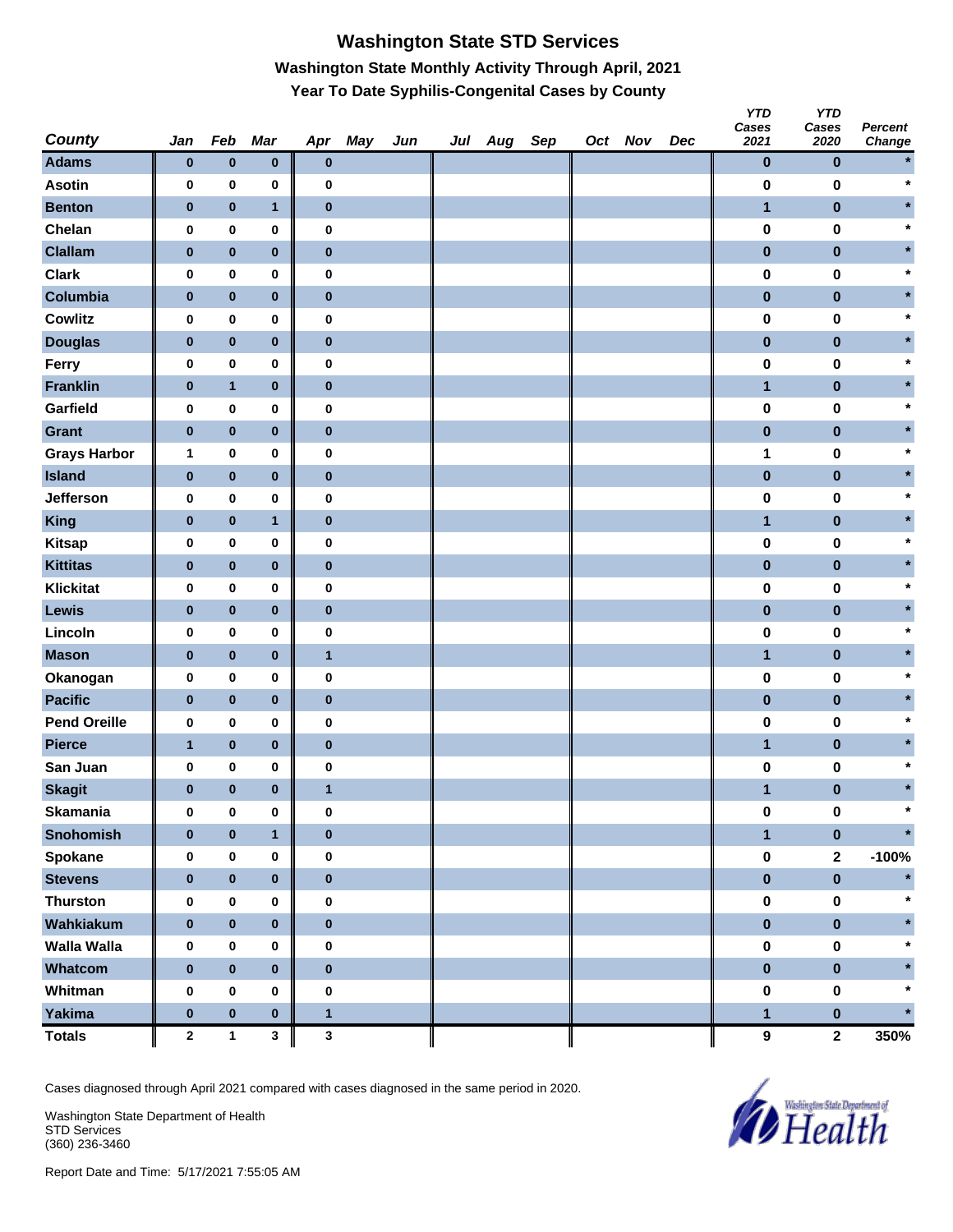# Washington State STD Services

## Washington State Monthly Activity Through April, 2021

## Year To Date Syphilis-Congenital Cases by County

| County | Jan | Feb | Mar | Apr | May | Jun | Jul | Aug | Sep | Oct | Nov | Dec | YTD Cases 2021 | YTD Cases 2020 | Percent Change |
|---|---|---|---|---|---|---|---|---|---|---|---|---|---|---|---|
| Adams | 0 | 0 | 0 | 0 | | | | | | | | | 0 | 0 | * |
| Asotin | 0 | 0 | 0 | 0 | | | | | | | | | 0 | 0 | * |
| Benton | 0 | 0 | 1 | 0 | | | | | | | | | 1 | 0 | * |
| Chelan | 0 | 0 | 0 | 0 | | | | | | | | | 0 | 0 | * |
| Clallam | 0 | 0 | 0 | 0 | | | | | | | | | 0 | 0 | * |
| Clark | 0 | 0 | 0 | 0 | | | | | | | | | 0 | 0 | * |
| Columbia | 0 | 0 | 0 | 0 | | | | | | | | | 0 | 0 | * |
| Cowlitz | 0 | 0 | 0 | 0 | | | | | | | | | 0 | 0 | * |
| Douglas | 0 | 0 | 0 | 0 | | | | | | | | | 0 | 0 | * |
| Ferry | 0 | 0 | 0 | 0 | | | | | | | | | 0 | 0 | * |
| Franklin | 0 | 1 | 0 | 0 | | | | | | | | | 1 | 0 | * |
| Garfield | 0 | 0 | 0 | 0 | | | | | | | | | 0 | 0 | * |
| Grant | 0 | 0 | 0 | 0 | | | | | | | | | 0 | 0 | * |
| Grays Harbor | 1 | 0 | 0 | 0 | | | | | | | | | 1 | 0 | * |
| Island | 0 | 0 | 0 | 0 | | | | | | | | | 0 | 0 | * |
| Jefferson | 0 | 0 | 0 | 0 | | | | | | | | | 0 | 0 | * |
| King | 0 | 0 | 1 | 0 | | | | | | | | | 1 | 0 | * |
| Kitsap | 0 | 0 | 0 | 0 | | | | | | | | | 0 | 0 | * |
| Kittitas | 0 | 0 | 0 | 0 | | | | | | | | | 0 | 0 | * |
| Klickitat | 0 | 0 | 0 | 0 | | | | | | | | | 0 | 0 | * |
| Lewis | 0 | 0 | 0 | 0 | | | | | | | | | 0 | 0 | * |
| Lincoln | 0 | 0 | 0 | 0 | | | | | | | | | 0 | 0 | * |
| Mason | 0 | 0 | 0 | 1 | | | | | | | | | 1 | 0 | * |
| Okanogan | 0 | 0 | 0 | 0 | | | | | | | | | 0 | 0 | * |
| Pacific | 0 | 0 | 0 | 0 | | | | | | | | | 0 | 0 | * |
| Pend Oreille | 0 | 0 | 0 | 0 | | | | | | | | | 0 | 0 | * |
| Pierce | 1 | 0 | 0 | 0 | | | | | | | | | 1 | 0 | * |
| San Juan | 0 | 0 | 0 | 0 | | | | | | | | | 0 | 0 | * |
| Skagit | 0 | 0 | 0 | 1 | | | | | | | | | 1 | 0 | * |
| Skamania | 0 | 0 | 0 | 0 | | | | | | | | | 0 | 0 | * |
| Snohomish | 0 | 0 | 1 | 0 | | | | | | | | | 1 | 0 | * |
| Spokane | 0 | 0 | 0 | 0 | | | | | | | | | 0 | 2 | -100% |
| Stevens | 0 | 0 | 0 | 0 | | | | | | | | | 0 | 0 | * |
| Thurston | 0 | 0 | 0 | 0 | | | | | | | | | 0 | 0 | * |
| Wahkiakum | 0 | 0 | 0 | 0 | | | | | | | | | 0 | 0 | * |
| Walla Walla | 0 | 0 | 0 | 0 | | | | | | | | | 0 | 0 | * |
| Whatcom | 0 | 0 | 0 | 0 | | | | | | | | | 0 | 0 | * |
| Whitman | 0 | 0 | 0 | 0 | | | | | | | | | 0 | 0 | * |
| Yakima | 0 | 0 | 0 | 1 | | | | | | | | | 1 | 0 | * |
| Totals | 2 | 1 | 3 | 3 | | | | | | | | | 9 | 2 | 350% |

Cases diagnosed through April 2021 compared with cases diagnosed in the same period in 2020.

Washington State Department of Health
STD Services
(360) 236-3460

Report Date and Time: 5/17/2021 7:55:05 AM